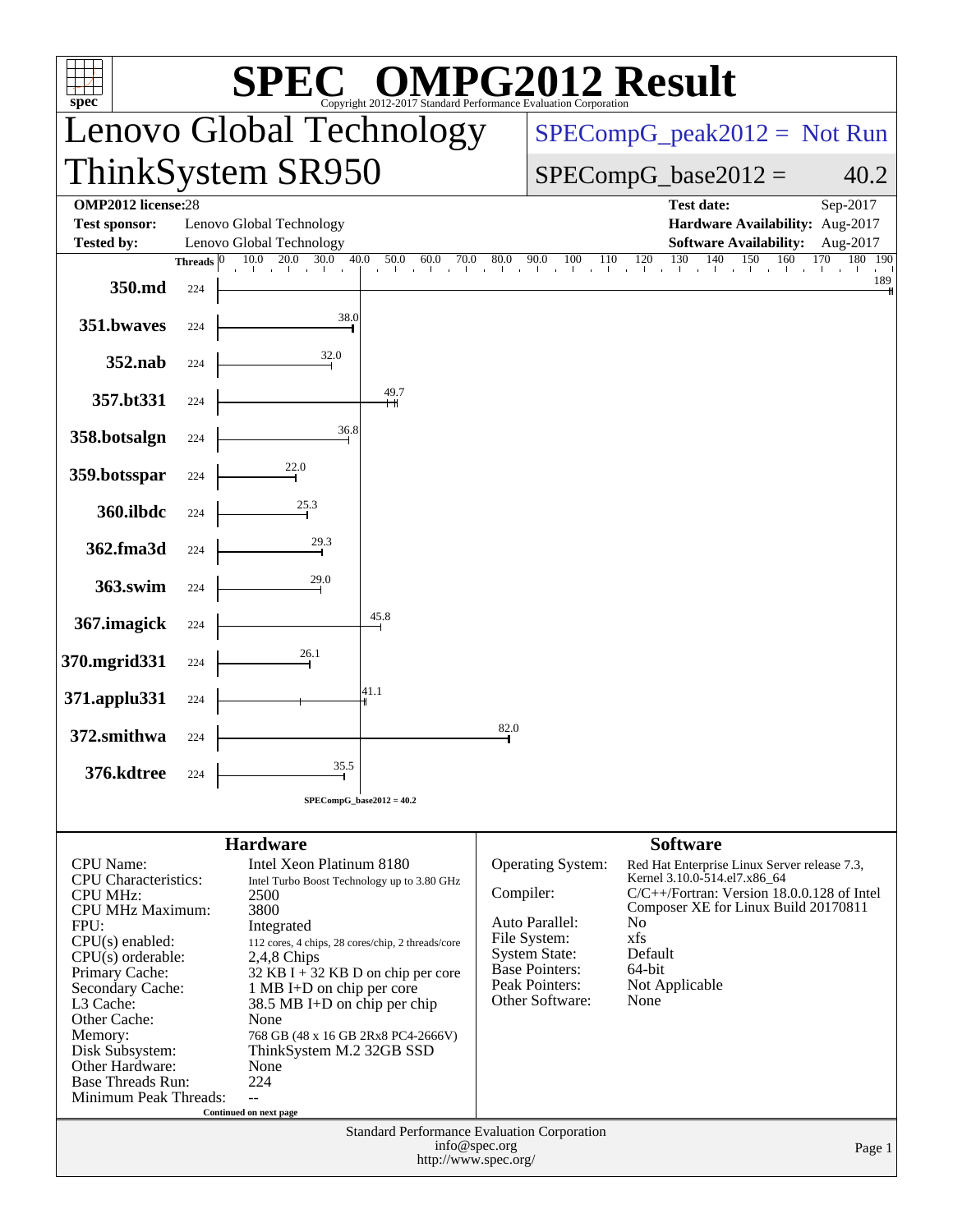# SPEC OMPG2012 Result

Copyright 2012-2017 Standard Performance Evaluation Corporation

## Lenovo Global Technology

## ThinkSystem SR950

SPECompG_peak2012 = Not Run

SPECompG_base2012 = 40.2

| | | | |
|---|---|---|---|
| **OMP2012 license:** 28 | | **Test date:** | Sep-2017 |
| **Test sponsor:** | Lenovo Global Technology | **Hardware Availability:** | Aug-2017 |
| **Tested by:** | Lenovo Global Technology | **Software Availability:** | Aug-2017 |

| Benchmark | Threads | Base Ratio |
|---|---|---|
| 350.md | 224 | 189 |
| 351.bwaves | 224 | 38.0 |
| 352.nab | 224 | 32.0 |
| 357.bt331 | 224 | 49.7 |
| 358.botsalgn | 224 | 36.8 |
| 359.botsspar | 224 | 22.0 |
| 360.ilbdc | 224 | 25.3 |
| 362.fma3d | 224 | 29.3 |
| 363.swim | 224 | 29.0 |
| 367.imagick | 224 | 45.8 |
| 370.mgrid331 | 224 | 26.1 |
| 371.applu331 | 224 | 41.1 |
| 372.smithwa | 224 | 82.0 |
| 376.kdtree | 224 | 35.5 |

SPECompG_base2012 = 40.2

## Hardware

| | |
|---|---|
| CPU Name: | Intel Xeon Platinum 8180 |
| CPU Characteristics: | Intel Turbo Boost Technology up to 3.80 GHz |
| CPU MHz: | 2500 |
| CPU MHz Maximum: | 3800 |
| FPU: | Integrated |
| CPU(s) enabled: | 112 cores, 4 chips, 28 cores/chip, 2 threads/core |
| CPU(s) orderable: | 2,4,8 Chips |
| Primary Cache: | 32 KB I + 32 KB D on chip per core |
| Secondary Cache: | 1 MB I+D on chip per core |
| L3 Cache: | 38.5 MB I+D on chip per chip |
| Other Cache: | None |
| Memory: | 768 GB (48 x 16 GB 2Rx8 PC4-2666V) |
| Disk Subsystem: | ThinkSystem M.2 32GB SSD |
| Other Hardware: | None |
| Base Threads Run: | 224 |
| Minimum Peak Threads: | -- |

Continued on next page

## Software

| | |
|---|---|
| Operating System: | Red Hat Enterprise Linux Server release 7.3, Kernel 3.10.0-514.el7.x86_64 |
| Compiler: | C/C++/Fortran: Version 18.0.0.128 of Intel Composer XE for Linux Build 20170811 |
| Auto Parallel: | No |
| File System: | xfs |
| System State: | Default |
| Base Pointers: | 64-bit |
| Peak Pointers: | Not Applicable |
| Other Software: | None |

Standard Performance Evaluation Corporation
info@spec.org
http://www.spec.org/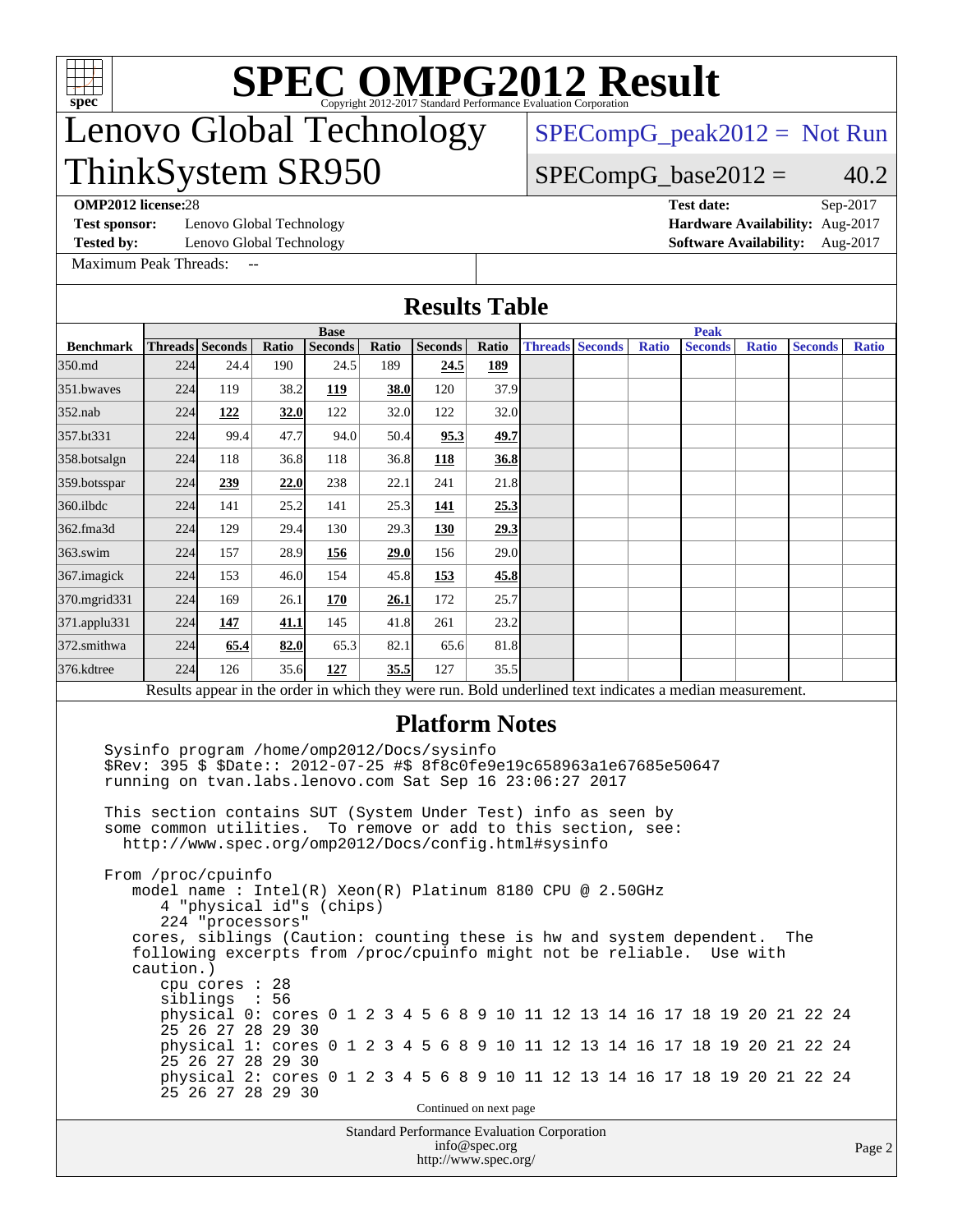# SPEC OMPG2012 Result

Copyright 2012-2017 Standard Performance Evaluation Corporation

# Lenovo Global Technology ThinkSystem SR950

SPECompG_peak2012 = Not Run

SPECompG_base2012 = 40.2

**OMP2012 license:** 28 **Test date:** Sep-2017

**Test sponsor:** Lenovo Global Technology **Hardware Availability:** Aug-2017

**Tested by:** Lenovo Global Technology **Software Availability:** Aug-2017

Maximum Peak Threads: --

## Results Table

| | Base | | | | | | | Peak | | | | | | |
|---|---|---|---|---|---|---|---|---|---|---|---|---|---|---|
| **Benchmark** | **Threads** | **Seconds** | **Ratio** | **Seconds** | **Ratio** | **Seconds** | **Ratio** | **Threads** | **Seconds** | **Ratio** | **Seconds** | **Ratio** | **Seconds** | **Ratio** |
| 350.md | 224 | 24.4 | 190 | 24.5 | 189 | **24.5** | **189** | | | | | | | |
| 351.bwaves | 224 | 119 | 38.2 | **119** | **38.0** | 120 | 37.9 | | | | | | | |
| 352.nab | 224 | **122** | **32.0** | 122 | 32.0 | 122 | 32.0 | | | | | | | |
| 357.bt331 | 224 | 99.4 | 47.7 | 94.0 | 50.4 | **95.3** | **49.7** | | | | | | | |
| 358.botsalgn | 224 | 118 | 36.8 | 118 | 36.8 | **118** | **36.8** | | | | | | | |
| 359.botsspar | 224 | **239** | **22.0** | 238 | 22.1 | 241 | 21.8 | | | | | | | |
| 360.ilbdc | 224 | 141 | 25.2 | 141 | 25.3 | **141** | **25.3** | | | | | | | |
| 362.fma3d | 224 | 129 | 29.4 | 130 | 29.3 | **130** | **29.3** | | | | | | | |
| 363.swim | 224 | 157 | 28.9 | **156** | **29.0** | 156 | 29.0 | | | | | | | |
| 367.imagick | 224 | 153 | 46.0 | 154 | 45.8 | **153** | **45.8** | | | | | | | |
| 370.mgrid331 | 224 | 169 | 26.1 | **170** | **26.1** | 172 | 25.7 | | | | | | | |
| 371.applu331 | 224 | **147** | **41.1** | 145 | 41.8 | 261 | 23.2 | | | | | | | |
| 372.smithwa | 224 | **65.4** | **82.0** | 65.3 | 82.1 | 65.6 | 81.8 | | | | | | | |
| 376.kdtree | 224 | 126 | 35.6 | **127** | **35.5** | 127 | 35.5 | | | | | | | |

Results appear in the order in which they were run. Bold underlined text indicates a median measurement.

## Platform Notes

```
Sysinfo program /home/omp2012/Docs/sysinfo
$Rev: 395 $ $Date:: 2012-07-25 #$ 8f8c0fe9e19c658963a1e67685e50647
running on tvan.labs.lenovo.com Sat Sep 16 23:06:27 2017

This section contains SUT (System Under Test) info as seen by
some common utilities.  To remove or add to this section, see:
  http://www.spec.org/omp2012/Docs/config.html#sysinfo

From /proc/cpuinfo
   model name : Intel(R) Xeon(R) Platinum 8180 CPU @ 2.50GHz
      4 "physical id"s (chips)
      224 "processors"
   cores, siblings (Caution: counting these is hw and system dependent.  The
   following excerpts from /proc/cpuinfo might not be reliable.  Use with
   caution.)
      cpu cores : 28
      siblings  : 56
      physical 0: cores 0 1 2 3 4 5 6 8 9 10 11 12 13 14 16 17 18 19 20 21 22 24
      25 26 27 28 29 30
      physical 1: cores 0 1 2 3 4 5 6 8 9 10 11 12 13 14 16 17 18 19 20 21 22 24
      25 26 27 28 29 30
      physical 2: cores 0 1 2 3 4 5 6 8 9 10 11 12 13 14 16 17 18 19 20 21 22 24
      25 26 27 28 29 30
```

Continued on next page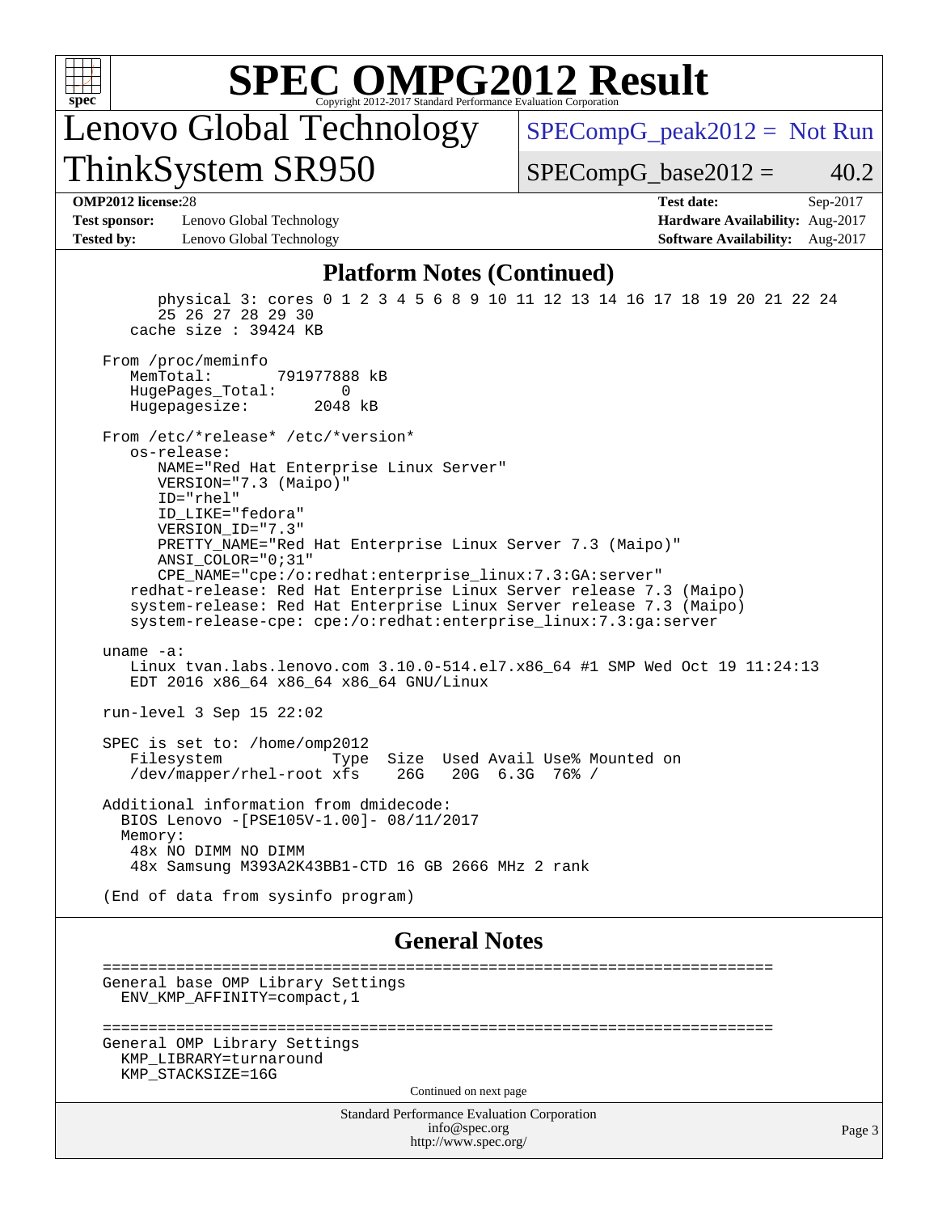# SPEC OMPG2012 Result

Copyright 2012-2017 Standard Performance Evaluation Corporation

## Lenovo Global Technology ThinkSystem SR950

SPECompG_peak2012 = Not Run

SPECompG_base2012 = 40.2

| | | | |
|---|---|---|---|
| **OMP2012 license:** 28 | | **Test date:** | Sep-2017 |
| **Test sponsor:** | Lenovo Global Technology | **Hardware Availability:** | Aug-2017 |
| **Tested by:** | Lenovo Global Technology | **Software Availability:** | Aug-2017 |

### Platform Notes (Continued)

```
        physical 3: cores 0 1 2 3 4 5 6 8 9 10 11 12 13 14 16 17 18 19 20 21 22 24
        25 26 27 28 29 30
    cache size : 39424 KB

 From /proc/meminfo
    MemTotal:       791977888 kB
    HugePages_Total:       0
    Hugepagesize:       2048 kB

 From /etc/*release* /etc/*version*
    os-release:
       NAME="Red Hat Enterprise Linux Server"
       VERSION="7.3 (Maipo)"
       ID="rhel"
       ID_LIKE="fedora"
       VERSION_ID="7.3"
       PRETTY_NAME="Red Hat Enterprise Linux Server 7.3 (Maipo)"
       ANSI_COLOR="0;31"
       CPE_NAME="cpe:/o:redhat:enterprise_linux:7.3:GA:server"
    redhat-release: Red Hat Enterprise Linux Server release 7.3 (Maipo)
    system-release: Red Hat Enterprise Linux Server release 7.3 (Maipo)
    system-release-cpe: cpe:/o:redhat:enterprise_linux:7.3:ga:server

 uname -a:
    Linux tvan.labs.lenovo.com 3.10.0-514.el7.x86_64 #1 SMP Wed Oct 19 11:24:13
    EDT 2016 x86_64 x86_64 x86_64 GNU/Linux

 run-level 3 Sep 15 22:02

 SPEC is set to: /home/omp2012
    Filesystem            Type  Size  Used Avail Use% Mounted on
    /dev/mapper/rhel-root xfs    26G   20G  6.3G  76% /

 Additional information from dmidecode:
   BIOS Lenovo -[PSE105V-1.00]- 08/11/2017
   Memory:
    48x NO DIMM NO DIMM
    48x Samsung M393A2K43BB1-CTD 16 GB 2666 MHz 2 rank

 (End of data from sysinfo program)
```

### General Notes

```
 ========================================================================
 General base OMP Library Settings
   ENV_KMP_AFFINITY=compact,1

 ========================================================================
 General OMP Library Settings
   KMP_LIBRARY=turnaround
   KMP_STACKSIZE=16G
```

Continued on next page

Standard Performance Evaluation Corporation
info@spec.org
http://www.spec.org/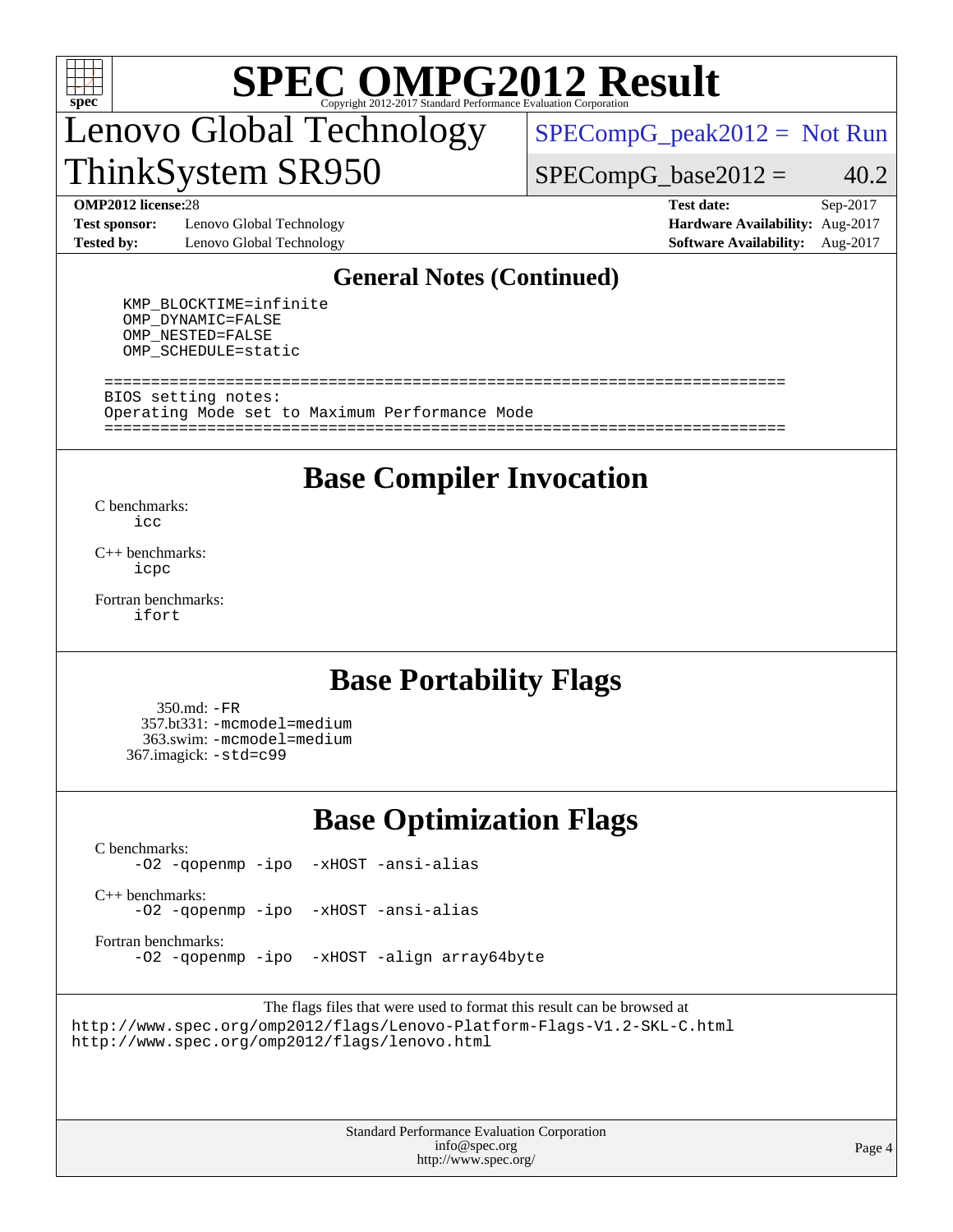## General Notes (Continued)

```
  KMP_BLOCKTIME=infinite
  OMP_DYNAMIC=FALSE
  OMP_NESTED=FALSE
  OMP_SCHEDULE=static

========================================================================
BIOS setting notes:
Operating Mode set to Maximum Performance Mode
========================================================================
```

## Base Compiler Invocation

C benchmarks:
`icc`

C++ benchmarks:
`icpc`

Fortran benchmarks:
`ifort`

## Base Portability Flags

350.md: `-FR`
357.bt331: `-mcmodel=medium`
363.swim: `-mcmodel=medium`
367.imagick: `-std=c99`

## Base Optimization Flags

C benchmarks:
`-O2 -qopenmp -ipo -xHOST -ansi-alias`

C++ benchmarks:
`-O2 -qopenmp -ipo -xHOST -ansi-alias`

Fortran benchmarks:
`-O2 -qopenmp -ipo -xHOST -align array64byte`

The flags files that were used to format this result can be browsed at
http://www.spec.org/omp2012/flags/Lenovo-Platform-Flags-V1.2-SKL-C.html
http://www.spec.org/omp2012/flags/lenovo.html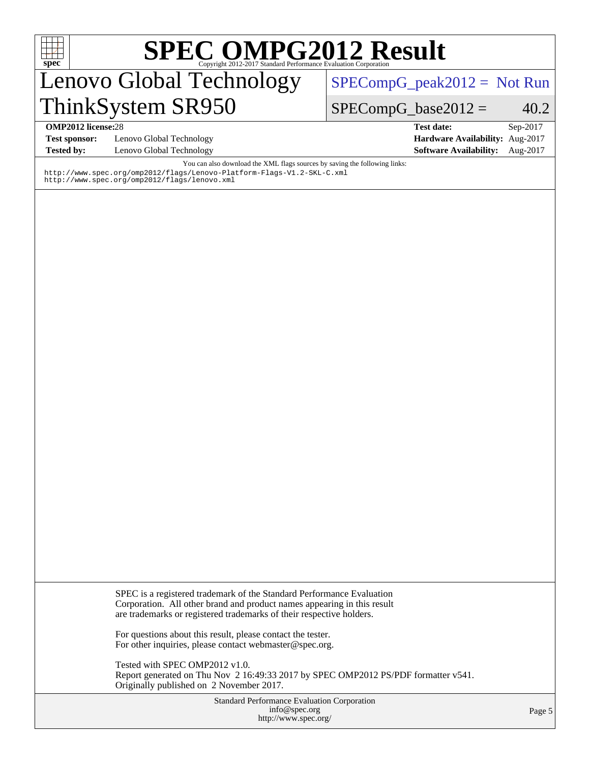You can also download the XML flags sources by saving the following links:

http://www.spec.org/omp2012/flags/Lenovo-Platform-Flags-V1.2-SKL-C.xml
http://www.spec.org/omp2012/flags/lenovo.xml

SPEC is a registered trademark of the Standard Performance Evaluation Corporation. All other brand and product names appearing in this result are trademarks or registered trademarks of their respective holders.

For questions about this result, please contact the tester.
For other inquiries, please contact webmaster@spec.org.

Tested with SPEC OMP2012 v1.0.
Report generated on Thu Nov 2 16:49:33 2017 by SPEC OMP2012 PS/PDF formatter v541.
Originally published on 2 November 2017.